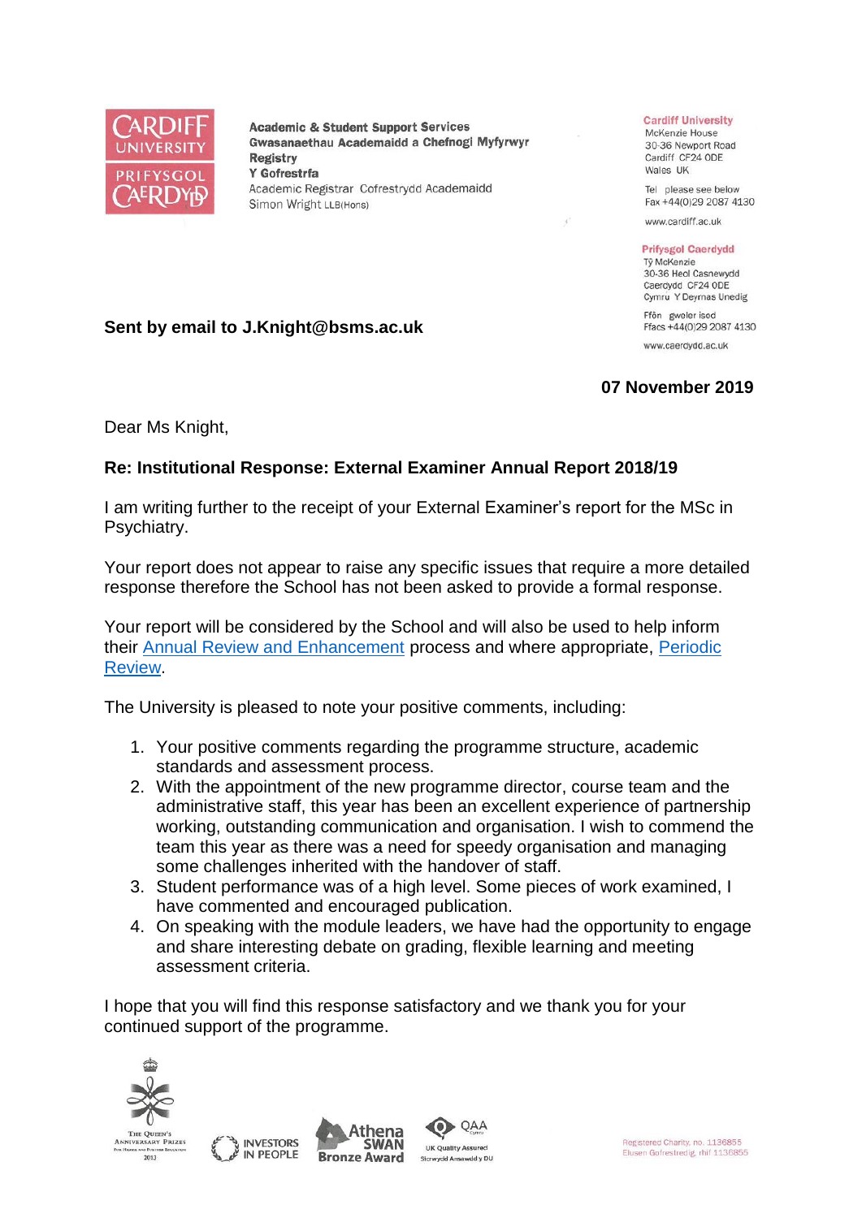CARDIFF UNIVERSITY
PRIFYSGOL CAERDYD

**Academic & Student Support Services**
**Gwasanaethau Academaidd a Chefnogi Myfyrwyr**
**Registry**
**Y Gofrestrfa**
Academic Registrar Cofrestrydd Academaidd
Simon Wright LLB(Hons)

**Cardiff University**
McKenzie House
30-36 Newport Road
Cardiff CF24 0DE
Wales UK

Tel please see below
Fax +44(0)29 2087 4130

www.cardiff.ac.uk

**Prifysgol Caerdydd**
Tŷ McKenzie
30-36 Heol Casnewydd
Caerdydd CF24 0DE
Cymru Y Deyrnas Unedig

Ffôn gweler isod
Ffacs +44(0)29 2087 4130

www.caerdydd.ac.uk

**Sent by email to J.Knight@bsms.ac.uk**

**07 November 2019**

Dear Ms Knight,

**Re: Institutional Response: External Examiner Annual Report 2018/19**

I am writing further to the receipt of your External Examiner's report for the MSc in Psychiatry.

Your report does not appear to raise any specific issues that require a more detailed response therefore the School has not been asked to provide a formal response.

Your report will be considered by the School and will also be used to help inform their Annual Review and Enhancement process and where appropriate, Periodic Review.

The University is pleased to note your positive comments, including:

1. Your positive comments regarding the programme structure, academic standards and assessment process.
2. With the appointment of the new programme director, course team and the administrative staff, this year has been an excellent experience of partnership working, outstanding communication and organisation. I wish to commend the team this year as there was a need for speedy organisation and managing some challenges inherited with the handover of staff.
3. Student performance was of a high level. Some pieces of work examined, I have commented and encouraged publication.
4. On speaking with the module leaders, we have had the opportunity to engage and share interesting debate on grading, flexible learning and meeting assessment criteria.

I hope that you will find this response satisfactory and we thank you for your continued support of the programme.

The Queen's Anniversary Prizes for Higher and Further Education 2013 | Investors in People | Athena SWAN Bronze Award | QAA Cymru UK Quality Assured Sicrwydd Ansawdd y DU

Registered Charity, no. 1136855
Elusen Gofrestredig, rhif 1136855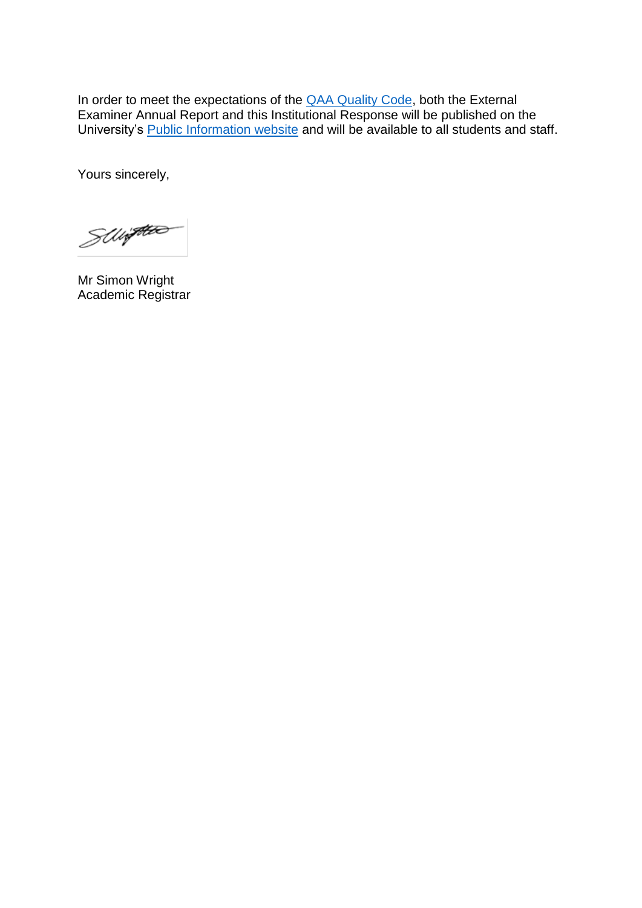In order to meet the expectations of the QAA Quality Code, both the External Examiner Annual Report and this Institutional Response will be published on the University's Public Information website and will be available to all students and staff.

Yours sincerely,

Mr Simon Wright
Academic Registrar